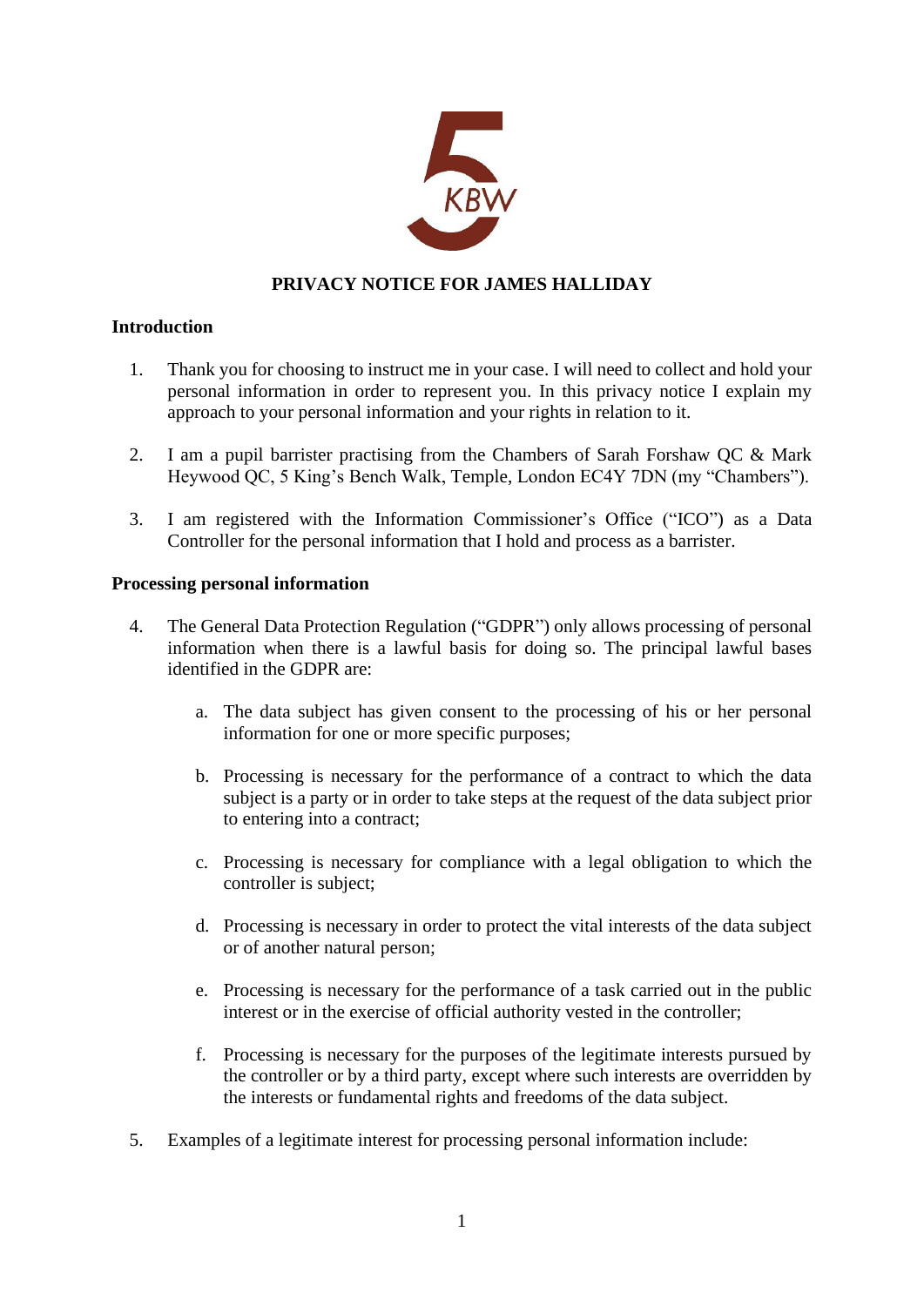# PRIVACY NOTICE FOR JAMES HALLIDAY

## Introduction

1. Thank you for choosing to instruct me in your case. I will need to collect and hold your personal information in order to represent you. In this privacy notice I explain my approach to your personal information and your rights in relation to it.

2. I am a pupil barrister practising from the Chambers of Sarah Forshaw QC & Mark Heywood QC, 5 King's Bench Walk, Temple, London EC4Y 7DN (my "Chambers").

3. I am registered with the Information Commissioner's Office ("ICO") as a Data Controller for the personal information that I hold and process as a barrister.

## Processing personal information

4. The General Data Protection Regulation ("GDPR") only allows processing of personal information when there is a lawful basis for doing so. The principal lawful bases identified in the GDPR are:

   a. The data subject has given consent to the processing of his or her personal information for one or more specific purposes;

   b. Processing is necessary for the performance of a contract to which the data subject is a party or in order to take steps at the request of the data subject prior to entering into a contract;

   c. Processing is necessary for compliance with a legal obligation to which the controller is subject;

   d. Processing is necessary in order to protect the vital interests of the data subject or of another natural person;

   e. Processing is necessary for the performance of a task carried out in the public interest or in the exercise of official authority vested in the controller;

   f. Processing is necessary for the purposes of the legitimate interests pursued by the controller or by a third party, except where such interests are overridden by the interests or fundamental rights and freedoms of the data subject.

5. Examples of a legitimate interest for processing personal information include: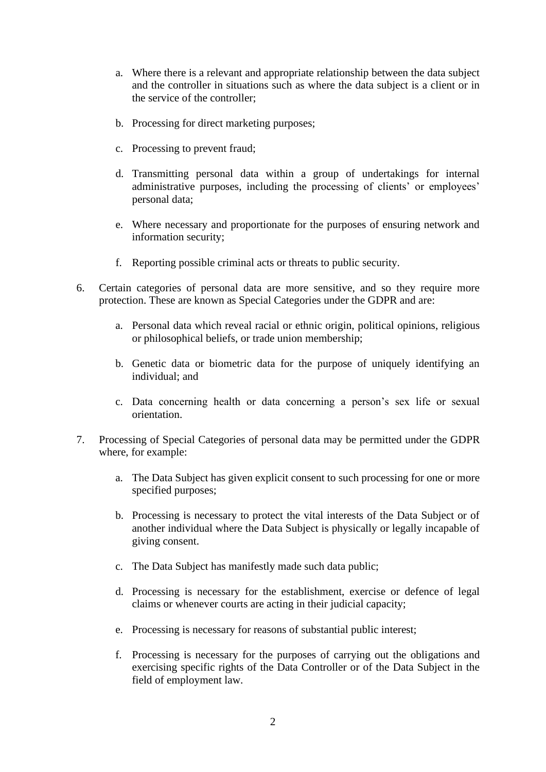a. Where there is a relevant and appropriate relationship between the data subject and the controller in situations such as where the data subject is a client or in the service of the controller;

b. Processing for direct marketing purposes;

c. Processing to prevent fraud;

d. Transmitting personal data within a group of undertakings for internal administrative purposes, including the processing of clients' or employees' personal data;

e. Where necessary and proportionate for the purposes of ensuring network and information security;

f. Reporting possible criminal acts or threats to public security.

6. Certain categories of personal data are more sensitive, and so they require more protection. These are known as Special Categories under the GDPR and are:

   a. Personal data which reveal racial or ethnic origin, political opinions, religious or philosophical beliefs, or trade union membership;

   b. Genetic data or biometric data for the purpose of uniquely identifying an individual; and

   c. Data concerning health or data concerning a person's sex life or sexual orientation.

7. Processing of Special Categories of personal data may be permitted under the GDPR where, for example:

   a. The Data Subject has given explicit consent to such processing for one or more specified purposes;

   b. Processing is necessary to protect the vital interests of the Data Subject or of another individual where the Data Subject is physically or legally incapable of giving consent.

   c. The Data Subject has manifestly made such data public;

   d. Processing is necessary for the establishment, exercise or defence of legal claims or whenever courts are acting in their judicial capacity;

   e. Processing is necessary for reasons of substantial public interest;

   f. Processing is necessary for the purposes of carrying out the obligations and exercising specific rights of the Data Controller or of the Data Subject in the field of employment law.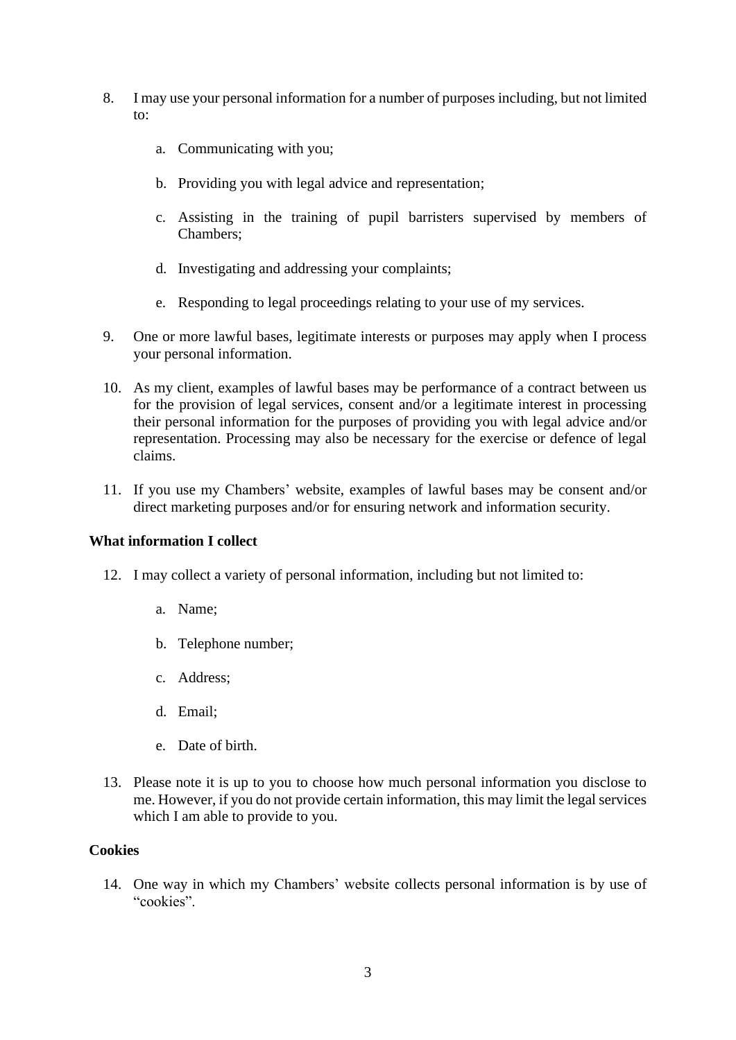8. I may use your personal information for a number of purposes including, but not limited to:

    a. Communicating with you;

    b. Providing you with legal advice and representation;

    c. Assisting in the training of pupil barristers supervised by members of Chambers;

    d. Investigating and addressing your complaints;

    e. Responding to legal proceedings relating to your use of my services.

9. One or more lawful bases, legitimate interests or purposes may apply when I process your personal information.

10. As my client, examples of lawful bases may be performance of a contract between us for the provision of legal services, consent and/or a legitimate interest in processing their personal information for the purposes of providing you with legal advice and/or representation. Processing may also be necessary for the exercise or defence of legal claims.

11. If you use my Chambers' website, examples of lawful bases may be consent and/or direct marketing purposes and/or for ensuring network and information security.

**What information I collect**

12. I may collect a variety of personal information, including but not limited to:

    a. Name;

    b. Telephone number;

    c. Address;

    d. Email;

    e. Date of birth.

13. Please note it is up to you to choose how much personal information you disclose to me. However, if you do not provide certain information, this may limit the legal services which I am able to provide to you.

**Cookies**

14. One way in which my Chambers' website collects personal information is by use of "cookies".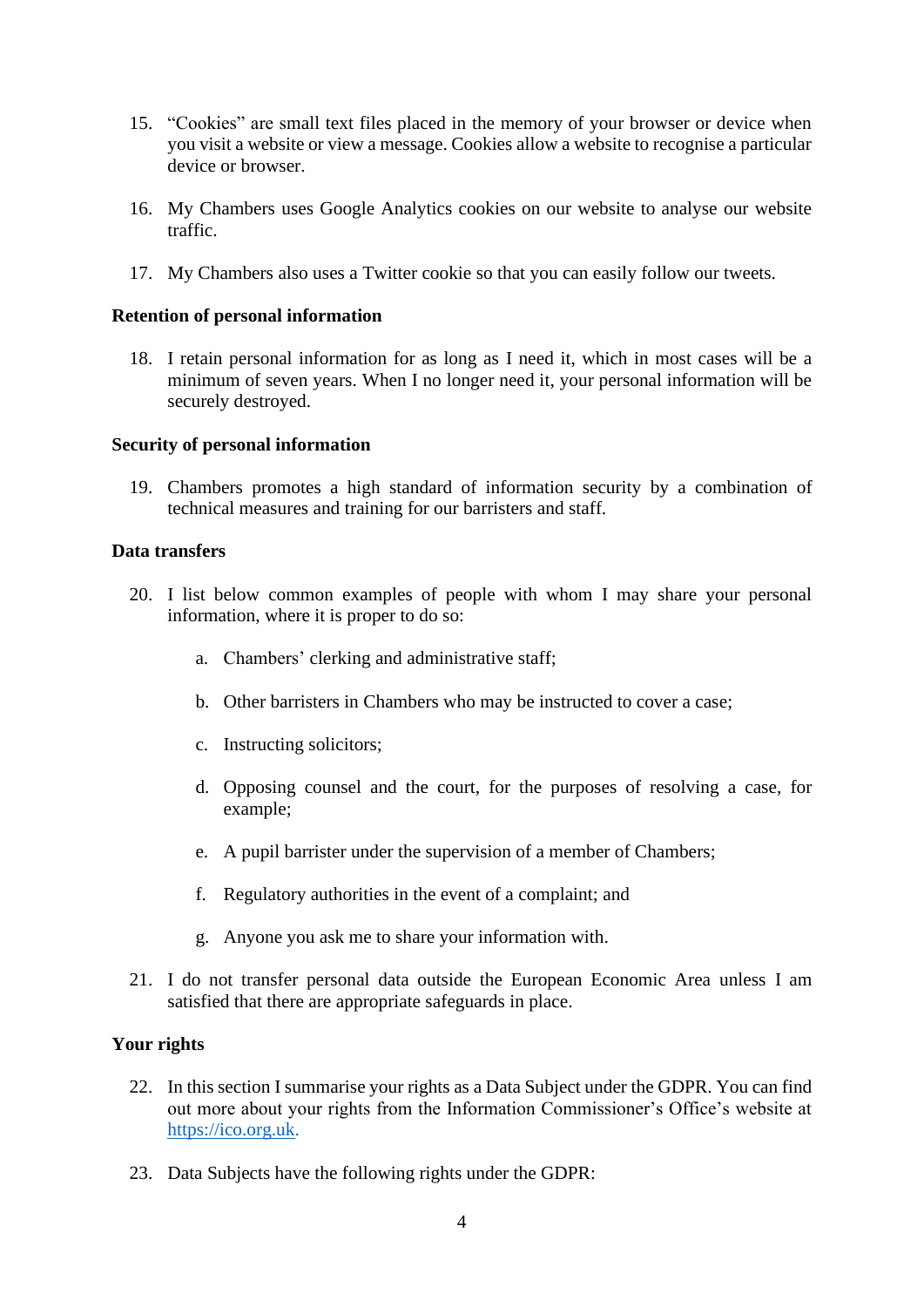15. "Cookies" are small text files placed in the memory of your browser or device when you visit a website or view a message. Cookies allow a website to recognise a particular device or browser.

16. My Chambers uses Google Analytics cookies on our website to analyse our website traffic.

17. My Chambers also uses a Twitter cookie so that you can easily follow our tweets.

**Retention of personal information**

18. I retain personal information for as long as I need it, which in most cases will be a minimum of seven years. When I no longer need it, your personal information will be securely destroyed.

**Security of personal information**

19. Chambers promotes a high standard of information security by a combination of technical measures and training for our barristers and staff.

**Data transfers**

20. I list below common examples of people with whom I may share your personal information, where it is proper to do so:

    a. Chambers' clerking and administrative staff;

    b. Other barristers in Chambers who may be instructed to cover a case;

    c. Instructing solicitors;

    d. Opposing counsel and the court, for the purposes of resolving a case, for example;

    e. A pupil barrister under the supervision of a member of Chambers;

    f. Regulatory authorities in the event of a complaint; and

    g. Anyone you ask me to share your information with.

21. I do not transfer personal data outside the European Economic Area unless I am satisfied that there are appropriate safeguards in place.

**Your rights**

22. In this section I summarise your rights as a Data Subject under the GDPR. You can find out more about your rights from the Information Commissioner's Office's website at [https://ico.org.uk](https://ico.org.uk).

23. Data Subjects have the following rights under the GDPR: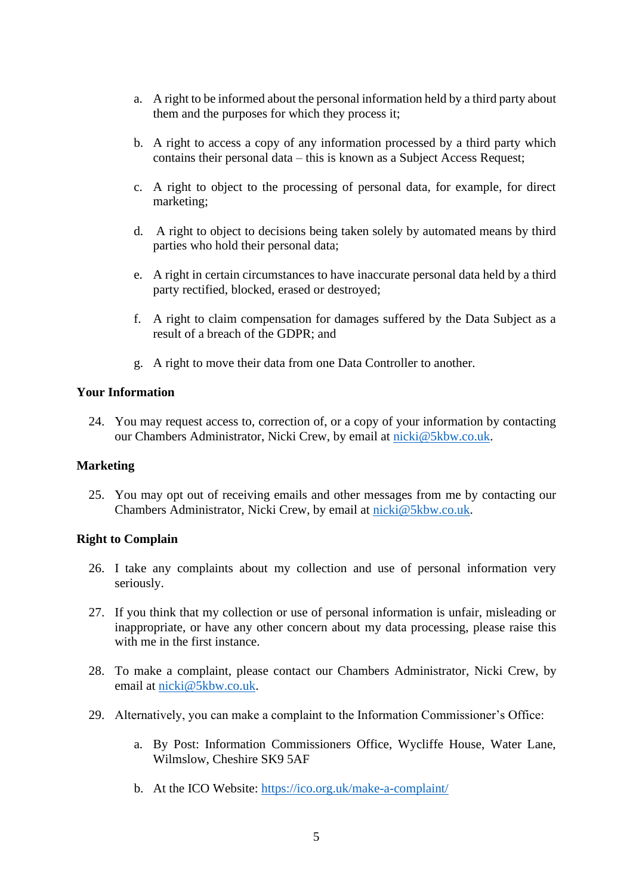a. A right to be informed about the personal information held by a third party about them and the purposes for which they process it;

b. A right to access a copy of any information processed by a third party which contains their personal data – this is known as a Subject Access Request;

c. A right to object to the processing of personal data, for example, for direct marketing;

d. A right to object to decisions being taken solely by automated means by third parties who hold their personal data;

e. A right in certain circumstances to have inaccurate personal data held by a third party rectified, blocked, erased or destroyed;

f. A right to claim compensation for damages suffered by the Data Subject as a result of a breach of the GDPR; and

g. A right to move their data from one Data Controller to another.

**Your Information**

24. You may request access to, correction of, or a copy of your information by contacting our Chambers Administrator, Nicki Crew, by email at [nicki@5kbw.co.uk](mailto:nicki@5kbw.co.uk).

**Marketing**

25. You may opt out of receiving emails and other messages from me by contacting our Chambers Administrator, Nicki Crew, by email at [nicki@5kbw.co.uk](mailto:nicki@5kbw.co.uk).

**Right to Complain**

26. I take any complaints about my collection and use of personal information very seriously.

27. If you think that my collection or use of personal information is unfair, misleading or inappropriate, or have any other concern about my data processing, please raise this with me in the first instance.

28. To make a complaint, please contact our Chambers Administrator, Nicki Crew, by email at [nicki@5kbw.co.uk](mailto:nicki@5kbw.co.uk).

29. Alternatively, you can make a complaint to the Information Commissioner's Office:

    a. By Post: Information Commissioners Office, Wycliffe House, Water Lane, Wilmslow, Cheshire SK9 5AF

    b. At the ICO Website: [https://ico.org.uk/make-a-complaint/](https://ico.org.uk/make-a-complaint/)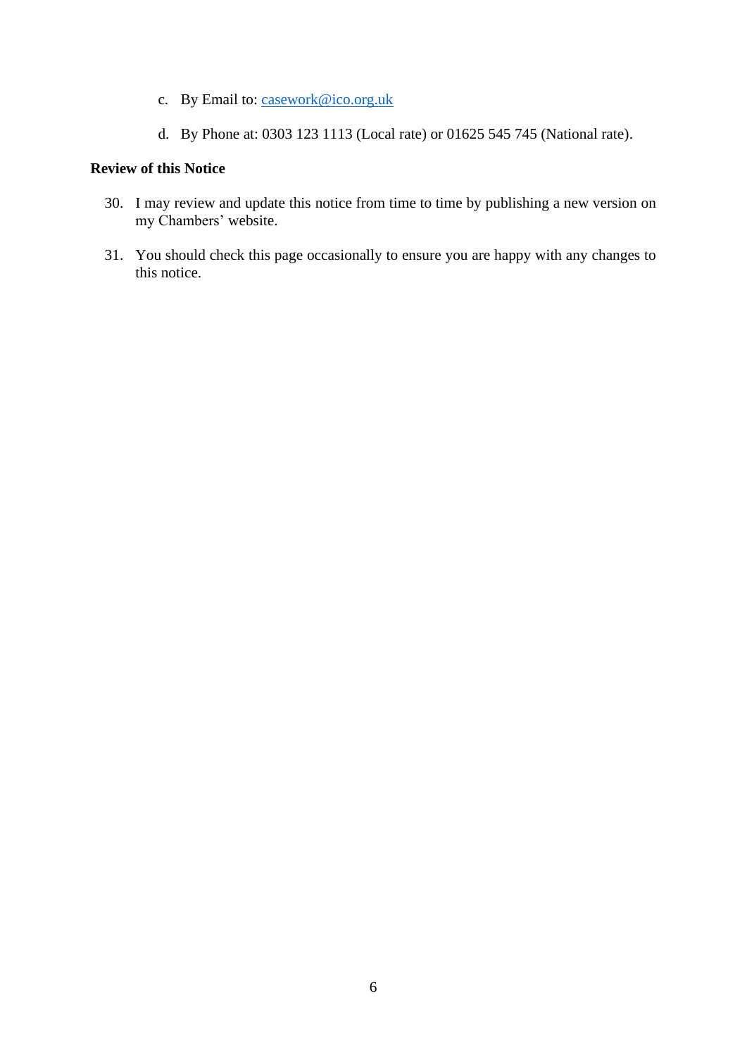c. By Email to: casework@ico.org.uk

d. By Phone at: 0303 123 1113 (Local rate) or 01625 545 745 (National rate).

**Review of this Notice**

30. I may review and update this notice from time to time by publishing a new version on my Chambers' website.

31. You should check this page occasionally to ensure you are happy with any changes to this notice.